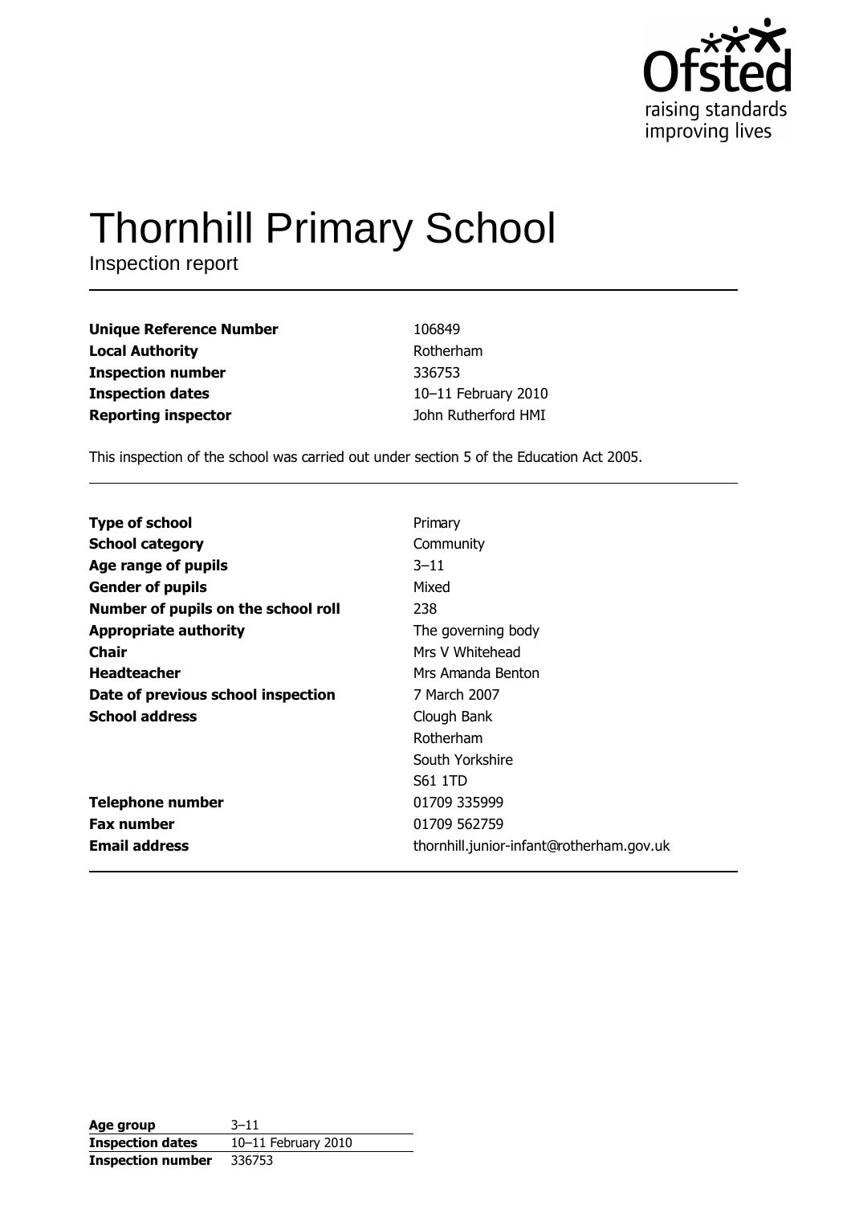Ofsted
raising standards
improving lives

# Thornhill Primary School

Inspection report

| | |
|---|---|
| **Unique Reference Number** | 106849 |
| **Local Authority** | Rotherham |
| **Inspection number** | 336753 |
| **Inspection dates** | 10–11 February 2010 |
| **Reporting inspector** | John Rutherford HMI |

This inspection of the school was carried out under section 5 of the Education Act 2005.

| | |
|---|---|
| **Type of school** | Primary |
| **School category** | Community |
| **Age range of pupils** | 3–11 |
| **Gender of pupils** | Mixed |
| **Number of pupils on the school roll** | 238 |
| **Appropriate authority** | The governing body |
| **Chair** | Mrs V Whitehead |
| **Headteacher** | Mrs Amanda Benton |
| **Date of previous school inspection** | 7 March 2007 |
| **School address** | Clough Bank<br>Rotherham<br>South Yorkshire<br>S61 1TD |
| **Telephone number** | 01709 335999 |
| **Fax number** | 01709 562759 |
| **Email address** | thornhill.junior-infant@rotherham.gov.uk |

| | |
|---|---|
| **Age group** | 3–11 |
| **Inspection dates** | 10–11 February 2010 |
| **Inspection number** | 336753 |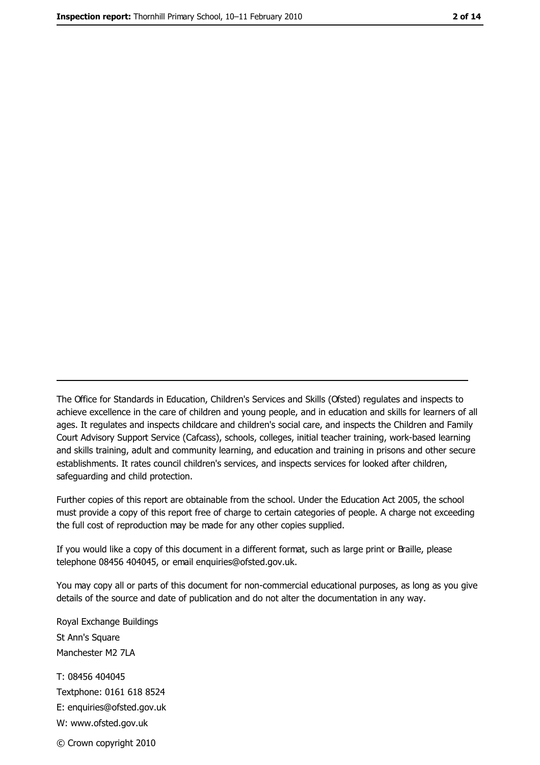---

The Office for Standards in Education, Children's Services and Skills (Ofsted) regulates and inspects to achieve excellence in the care of children and young people, and in education and skills for learners of all ages. It regulates and inspects childcare and children's social care, and inspects the Children and Family Court Advisory Support Service (Cafcass), schools, colleges, initial teacher training, work-based learning and skills training, adult and community learning, and education and training in prisons and other secure establishments. It rates council children's services, and inspects services for looked after children, safeguarding and child protection.

Further copies of this report are obtainable from the school. Under the Education Act 2005, the school must provide a copy of this report free of charge to certain categories of people. A charge not exceeding the full cost of reproduction may be made for any other copies supplied.

If you would like a copy of this document in a different format, such as large print or Braille, please telephone 08456 404045, or email enquiries@ofsted.gov.uk.

You may copy all or parts of this document for non-commercial educational purposes, as long as you give details of the source and date of publication and do not alter the documentation in any way.

Royal Exchange Buildings
St Ann's Square
Manchester M2 7LA

T: 08456 404045
Textphone: 0161 618 8524
E: enquiries@ofsted.gov.uk
W: www.ofsted.gov.uk

© Crown copyright 2010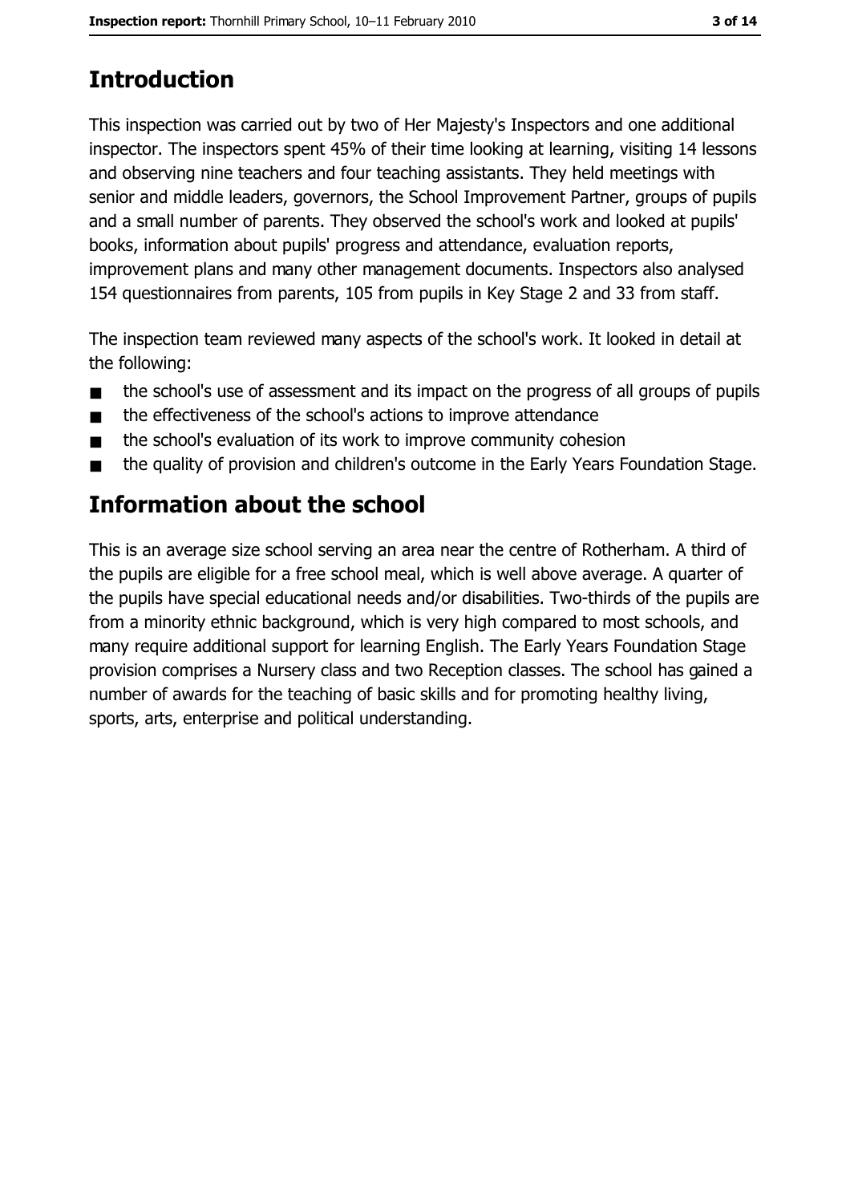## Introduction

This inspection was carried out by two of Her Majesty's Inspectors and one additional inspector. The inspectors spent 45% of their time looking at learning, visiting 14 lessons and observing nine teachers and four teaching assistants. They held meetings with senior and middle leaders, governors, the School Improvement Partner, groups of pupils and a small number of parents. They observed the school's work and looked at pupils' books, information about pupils' progress and attendance, evaluation reports, improvement plans and many other management documents. Inspectors also analysed 154 questionnaires from parents, 105 from pupils in Key Stage 2 and 33 from staff.

The inspection team reviewed many aspects of the school's work. It looked in detail at the following:

- the school's use of assessment and its impact on the progress of all groups of pupils
- the effectiveness of the school's actions to improve attendance
- the school's evaluation of its work to improve community cohesion
- the quality of provision and children's outcome in the Early Years Foundation Stage.

## Information about the school

This is an average size school serving an area near the centre of Rotherham. A third of the pupils are eligible for a free school meal, which is well above average. A quarter of the pupils have special educational needs and/or disabilities. Two-thirds of the pupils are from a minority ethnic background, which is very high compared to most schools, and many require additional support for learning English. The Early Years Foundation Stage provision comprises a Nursery class and two Reception classes. The school has gained a number of awards for the teaching of basic skills and for promoting healthy living, sports, arts, enterprise and political understanding.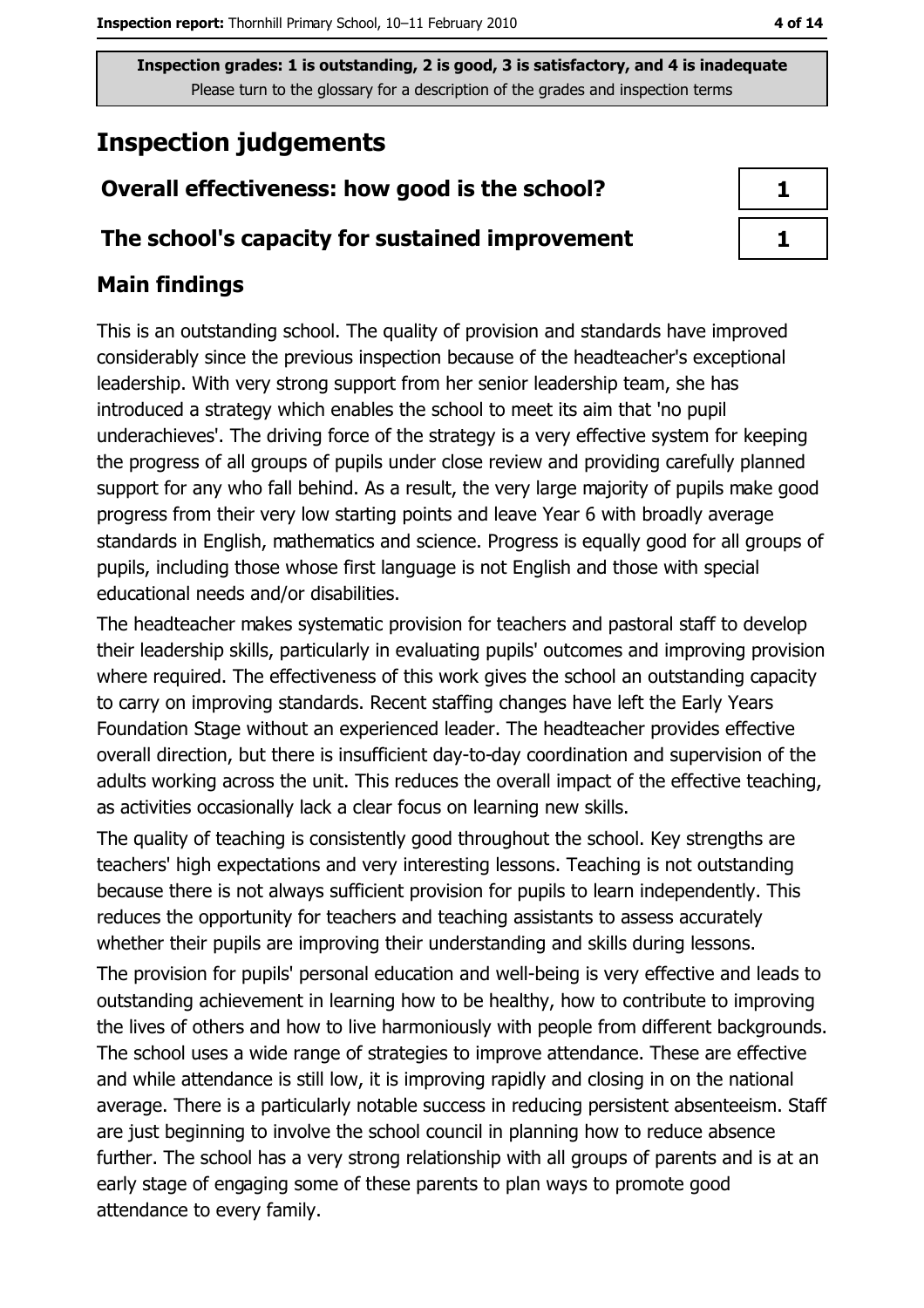**Inspection grades: 1 is outstanding, 2 is good, 3 is satisfactory, and 4 is inadequate**
Please turn to the glossary for a description of the grades and inspection terms

# Inspection judgements

| Overall effectiveness: how good is the school? | 1 |
|---|---|
| The school's capacity for sustained improvement | 1 |

## Main findings

This is an outstanding school. The quality of provision and standards have improved considerably since the previous inspection because of the headteacher's exceptional leadership. With very strong support from her senior leadership team, she has introduced a strategy which enables the school to meet its aim that 'no pupil underachieves'. The driving force of the strategy is a very effective system for keeping the progress of all groups of pupils under close review and providing carefully planned support for any who fall behind. As a result, the very large majority of pupils make good progress from their very low starting points and leave Year 6 with broadly average standards in English, mathematics and science. Progress is equally good for all groups of pupils, including those whose first language is not English and those with special educational needs and/or disabilities.

The headteacher makes systematic provision for teachers and pastoral staff to develop their leadership skills, particularly in evaluating pupils' outcomes and improving provision where required. The effectiveness of this work gives the school an outstanding capacity to carry on improving standards. Recent staffing changes have left the Early Years Foundation Stage without an experienced leader. The headteacher provides effective overall direction, but there is insufficient day-to-day coordination and supervision of the adults working across the unit. This reduces the overall impact of the effective teaching, as activities occasionally lack a clear focus on learning new skills.

The quality of teaching is consistently good throughout the school. Key strengths are teachers' high expectations and very interesting lessons. Teaching is not outstanding because there is not always sufficient provision for pupils to learn independently. This reduces the opportunity for teachers and teaching assistants to assess accurately whether their pupils are improving their understanding and skills during lessons.

The provision for pupils' personal education and well-being is very effective and leads to outstanding achievement in learning how to be healthy, how to contribute to improving the lives of others and how to live harmoniously with people from different backgrounds. The school uses a wide range of strategies to improve attendance. These are effective and while attendance is still low, it is improving rapidly and closing in on the national average. There is a particularly notable success in reducing persistent absenteeism. Staff are just beginning to involve the school council in planning how to reduce absence further. The school has a very strong relationship with all groups of parents and is at an early stage of engaging some of these parents to plan ways to promote good attendance to every family.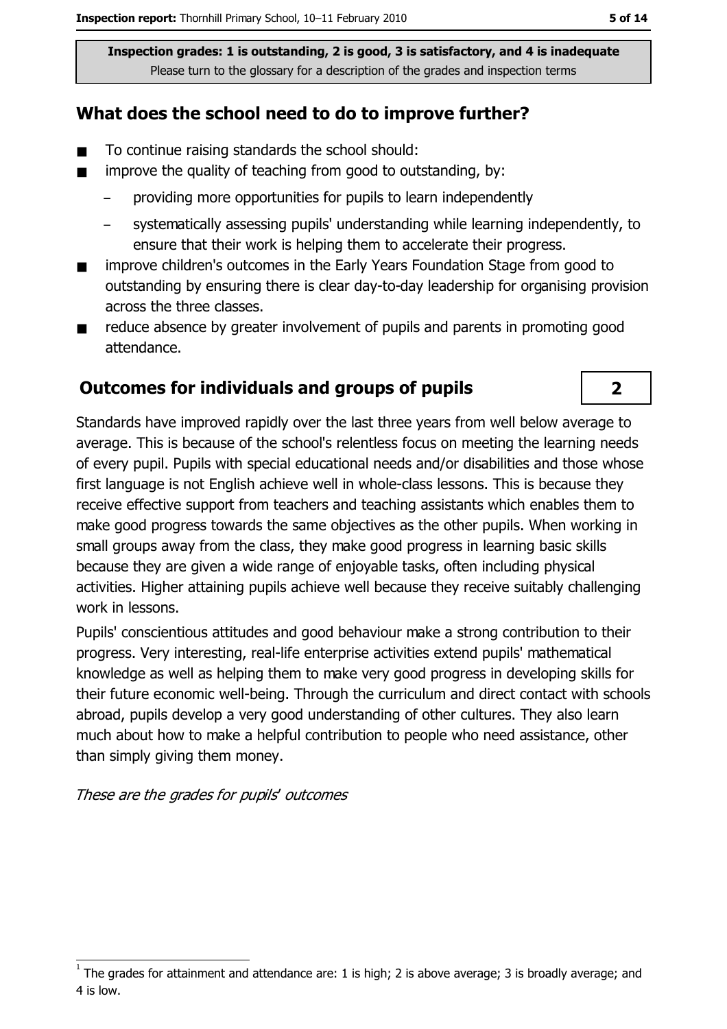Inspection grades: 1 is outstanding, 2 is good, 3 is satisfactory, and 4 is inadequate
Please turn to the glossary for a description of the grades and inspection terms

## What does the school need to do to improve further?

- To continue raising standards the school should:
- improve the quality of teaching from good to outstanding, by:
  - providing more opportunities for pupils to learn independently
  - systematically assessing pupils' understanding while learning independently, to ensure that their work is helping them to accelerate their progress.
- improve children's outcomes in the Early Years Foundation Stage from good to outstanding by ensuring there is clear day-to-day leadership for organising provision across the three classes.
- reduce absence by greater involvement of pupils and parents in promoting good attendance.

## Outcomes for individuals and groups of pupils

**2**

Standards have improved rapidly over the last three years from well below average to average. This is because of the school's relentless focus on meeting the learning needs of every pupil. Pupils with special educational needs and/or disabilities and those whose first language is not English achieve well in whole-class lessons. This is because they receive effective support from teachers and teaching assistants which enables them to make good progress towards the same objectives as the other pupils. When working in small groups away from the class, they make good progress in learning basic skills because they are given a wide range of enjoyable tasks, often including physical activities. Higher attaining pupils achieve well because they receive suitably challenging work in lessons.

Pupils' conscientious attitudes and good behaviour make a strong contribution to their progress. Very interesting, real-life enterprise activities extend pupils' mathematical knowledge as well as helping them to make very good progress in developing skills for their future economic well-being. Through the curriculum and direct contact with schools abroad, pupils develop a very good understanding of other cultures. They also learn much about how to make a helpful contribution to people who need assistance, other than simply giving them money.

*These are the grades for pupils' outcomes*

[1] The grades for attainment and attendance are: 1 is high; 2 is above average; 3 is broadly average; and 4 is low.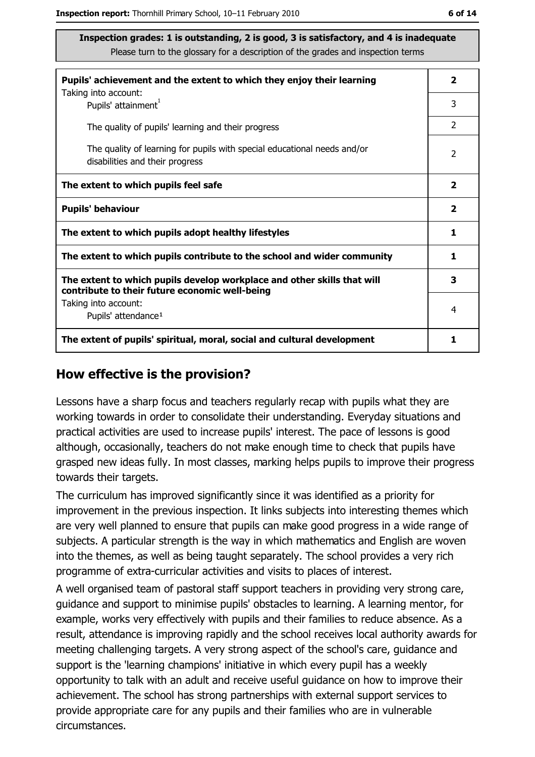**Inspection grades: 1 is outstanding, 2 is good, 3 is satisfactory, and 4 is inadequate**
Please turn to the glossary for a description of the grades and inspection terms

| | |
|---|---|
| **Pupils' achievement and the extent to which they enjoy their learning** | **2** |
| Taking into account: Pupils' attainment[1] | 3 |
| The quality of pupils' learning and their progress | 2 |
| The quality of learning for pupils with special educational needs and/or disabilities and their progress | 2 |
| **The extent to which pupils feel safe** | **2** |
| **Pupils' behaviour** | **2** |
| **The extent to which pupils adopt healthy lifestyles** | **1** |
| **The extent to which pupils contribute to the school and wider community** | **1** |
| **The extent to which pupils develop workplace and other skills that will contribute to their future economic well-being** | **3** |
| Taking into account: Pupils' attendance[1] | 4 |
| **The extent of pupils' spiritual, moral, social and cultural development** | **1** |

## How effective is the provision?

Lessons have a sharp focus and teachers regularly recap with pupils what they are working towards in order to consolidate their understanding. Everyday situations and practical activities are used to increase pupils' interest. The pace of lessons is good although, occasionally, teachers do not make enough time to check that pupils have grasped new ideas fully. In most classes, marking helps pupils to improve their progress towards their targets.

The curriculum has improved significantly since it was identified as a priority for improvement in the previous inspection. It links subjects into interesting themes which are very well planned to ensure that pupils can make good progress in a wide range of subjects. A particular strength is the way in which mathematics and English are woven into the themes, as well as being taught separately. The school provides a very rich programme of extra-curricular activities and visits to places of interest.

A well organised team of pastoral staff support teachers in providing very strong care, guidance and support to minimise pupils' obstacles to learning. A learning mentor, for example, works very effectively with pupils and their families to reduce absence. As a result, attendance is improving rapidly and the school receives local authority awards for meeting challenging targets. A very strong aspect of the school's care, guidance and support is the 'learning champions' initiative in which every pupil has a weekly opportunity to talk with an adult and receive useful guidance on how to improve their achievement. The school has strong partnerships with external support services to provide appropriate care for any pupils and their families who are in vulnerable circumstances.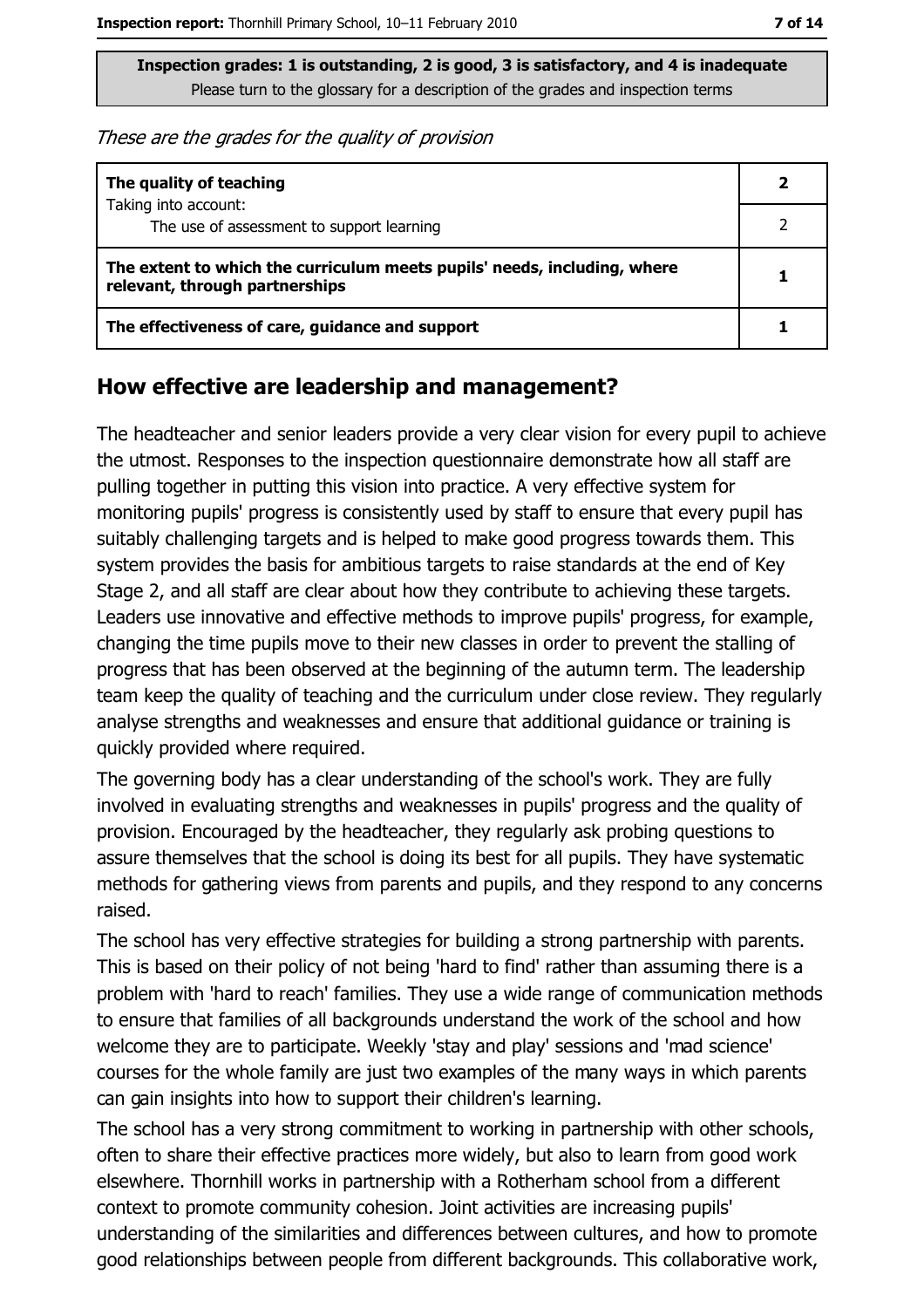**Inspection grades: 1 is outstanding, 2 is good, 3 is satisfactory, and 4 is inadequate**
Please turn to the glossary for a description of the grades and inspection terms

*These are the grades for the quality of provision*

| | |
|---|---|
| **The quality of teaching**<br>Taking into account:<br>The use of assessment to support learning | **2**<br>2 |
| **The extent to which the curriculum meets pupils' needs, including, where relevant, through partnerships** | **1** |
| **The effectiveness of care, guidance and support** | **1** |

## How effective are leadership and management?

The headteacher and senior leaders provide a very clear vision for every pupil to achieve the utmost. Responses to the inspection questionnaire demonstrate how all staff are pulling together in putting this vision into practice. A very effective system for monitoring pupils' progress is consistently used by staff to ensure that every pupil has suitably challenging targets and is helped to make good progress towards them. This system provides the basis for ambitious targets to raise standards at the end of Key Stage 2, and all staff are clear about how they contribute to achieving these targets. Leaders use innovative and effective methods to improve pupils' progress, for example, changing the time pupils move to their new classes in order to prevent the stalling of progress that has been observed at the beginning of the autumn term. The leadership team keep the quality of teaching and the curriculum under close review. They regularly analyse strengths and weaknesses and ensure that additional guidance or training is quickly provided where required.

The governing body has a clear understanding of the school's work. They are fully involved in evaluating strengths and weaknesses in pupils' progress and the quality of provision. Encouraged by the headteacher, they regularly ask probing questions to assure themselves that the school is doing its best for all pupils. They have systematic methods for gathering views from parents and pupils, and they respond to any concerns raised.

The school has very effective strategies for building a strong partnership with parents. This is based on their policy of not being 'hard to find' rather than assuming there is a problem with 'hard to reach' families. They use a wide range of communication methods to ensure that families of all backgrounds understand the work of the school and how welcome they are to participate. Weekly 'stay and play' sessions and 'mad science' courses for the whole family are just two examples of the many ways in which parents can gain insights into how to support their children's learning.

The school has a very strong commitment to working in partnership with other schools, often to share their effective practices more widely, but also to learn from good work elsewhere. Thornhill works in partnership with a Rotherham school from a different context to promote community cohesion. Joint activities are increasing pupils' understanding of the similarities and differences between cultures, and how to promote good relationships between people from different backgrounds. This collaborative work,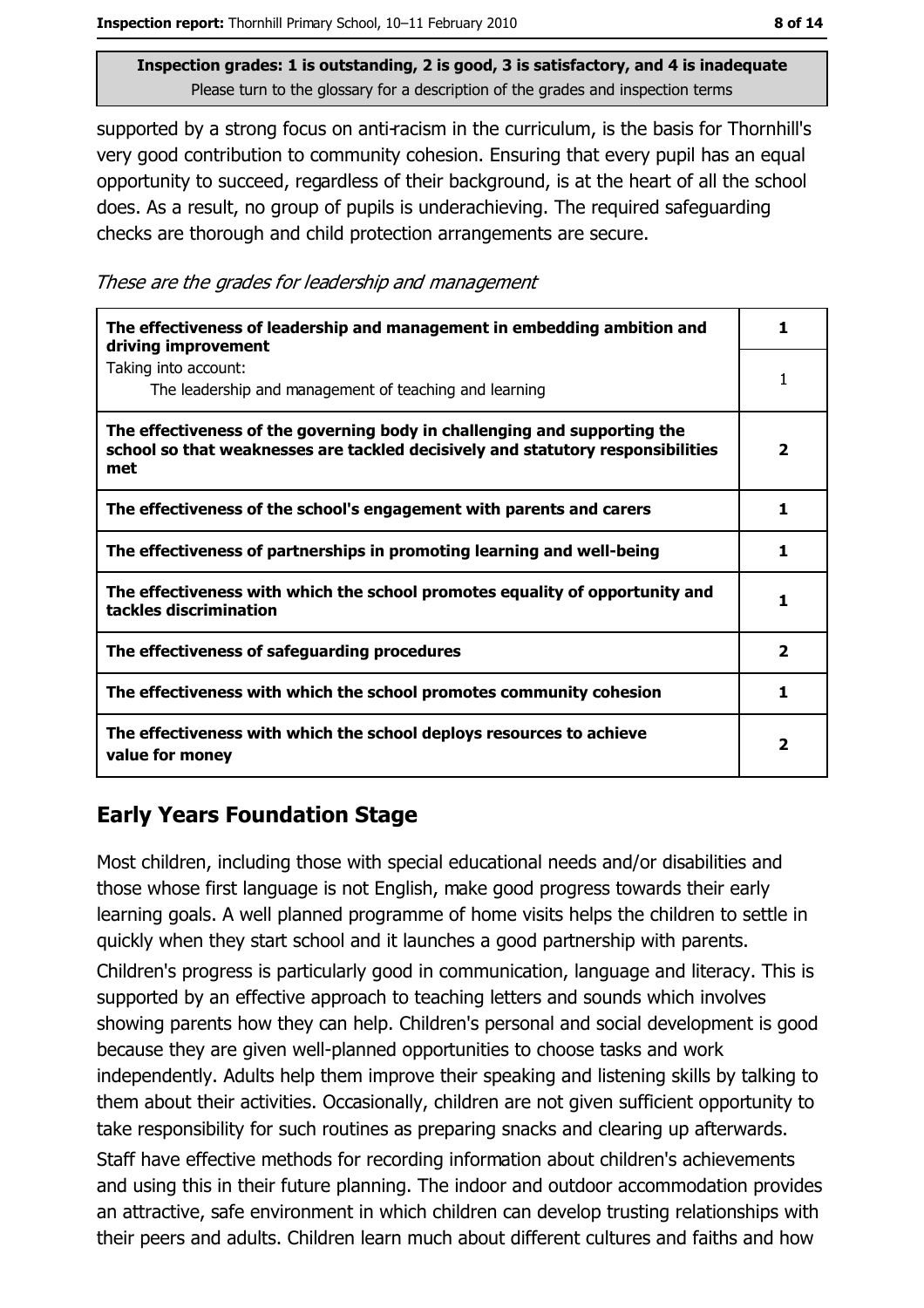supported by a strong focus on anti-racism in the curriculum, is the basis for Thornhill's very good contribution to community cohesion. Ensuring that every pupil has an equal opportunity to succeed, regardless of their background, is at the heart of all the school does. As a result, no group of pupils is underachieving. The required safeguarding checks are thorough and child protection arrangements are secure.

*These are the grades for leadership and management*

| | |
|---|---|
| **The effectiveness of leadership and management in embedding ambition and driving improvement** | **1** |
| Taking into account: The leadership and management of teaching and learning | 1 |
| **The effectiveness of the governing body in challenging and supporting the school so that weaknesses are tackled decisively and statutory responsibilities met** | **2** |
| **The effectiveness of the school's engagement with parents and carers** | **1** |
| **The effectiveness of partnerships in promoting learning and well-being** | **1** |
| **The effectiveness with which the school promotes equality of opportunity and tackles discrimination** | **1** |
| **The effectiveness of safeguarding procedures** | **2** |
| **The effectiveness with which the school promotes community cohesion** | **1** |
| **The effectiveness with which the school deploys resources to achieve value for money** | **2** |

## Early Years Foundation Stage

Most children, including those with special educational needs and/or disabilities and those whose first language is not English, make good progress towards their early learning goals. A well planned programme of home visits helps the children to settle in quickly when they start school and it launches a good partnership with parents.

Children's progress is particularly good in communication, language and literacy. This is supported by an effective approach to teaching letters and sounds which involves showing parents how they can help. Children's personal and social development is good because they are given well-planned opportunities to choose tasks and work independently. Adults help them improve their speaking and listening skills by talking to them about their activities. Occasionally, children are not given sufficient opportunity to take responsibility for such routines as preparing snacks and clearing up afterwards.

Staff have effective methods for recording information about children's achievements and using this in their future planning. The indoor and outdoor accommodation provides an attractive, safe environment in which children can develop trusting relationships with their peers and adults. Children learn much about different cultures and faiths and how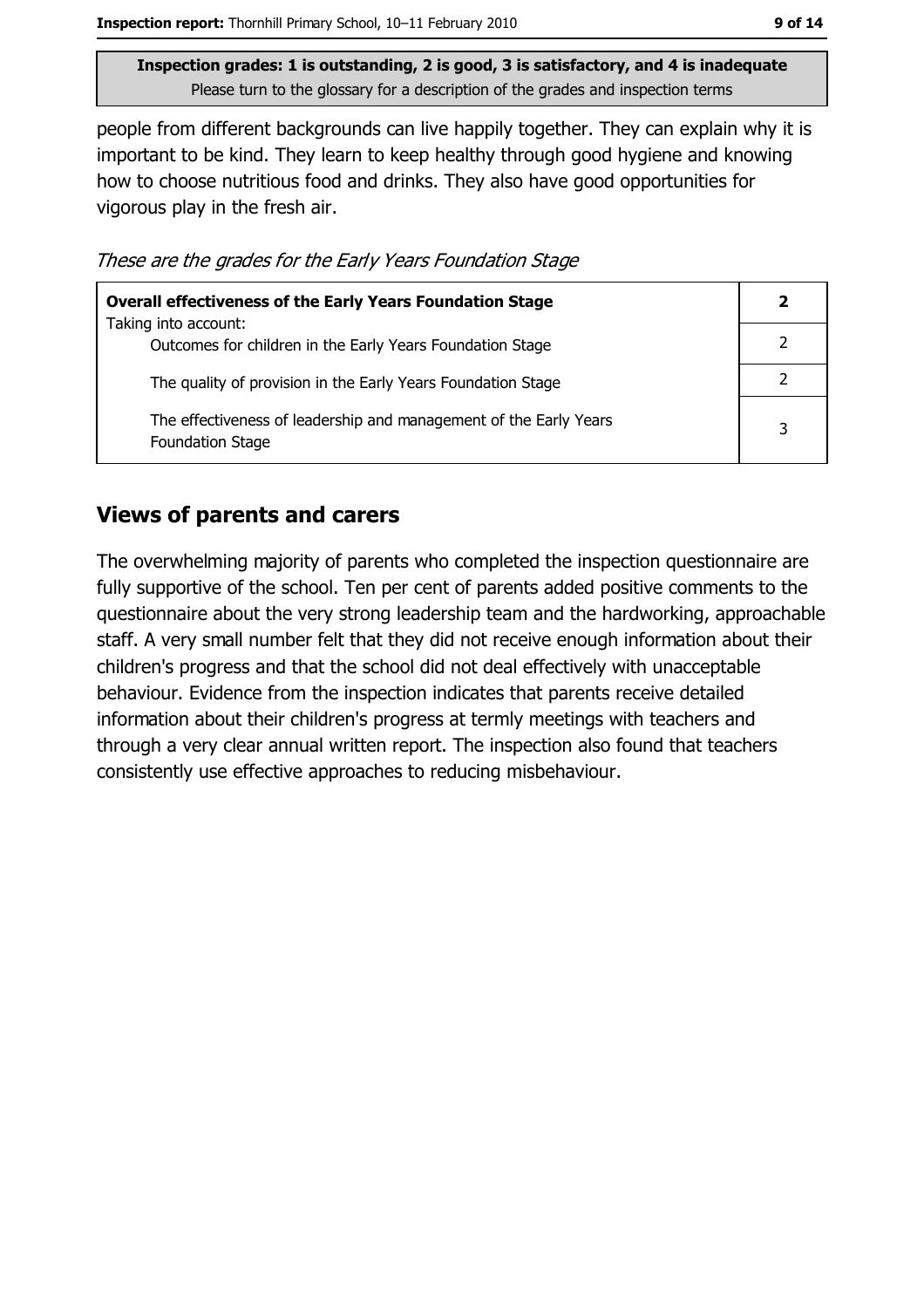**Inspection grades: 1 is outstanding, 2 is good, 3 is satisfactory, and 4 is inadequate**
Please turn to the glossary for a description of the grades and inspection terms

people from different backgrounds can live happily together. They can explain why it is important to be kind. They learn to keep healthy through good hygiene and knowing how to choose nutritious food and drinks. They also have good opportunities for vigorous play in the fresh air.

*These are the grades for the Early Years Foundation Stage*

| **Overall effectiveness of the Early Years Foundation Stage** | **2** |
|---|---|
| Taking into account: Outcomes for children in the Early Years Foundation Stage | 2 |
| The quality of provision in the Early Years Foundation Stage | 2 |
| The effectiveness of leadership and management of the Early Years Foundation Stage | 3 |

## Views of parents and carers

The overwhelming majority of parents who completed the inspection questionnaire are fully supportive of the school. Ten per cent of parents added positive comments to the questionnaire about the very strong leadership team and the hardworking, approachable staff. A very small number felt that they did not receive enough information about their children's progress and that the school did not deal effectively with unacceptable behaviour. Evidence from the inspection indicates that parents receive detailed information about their children's progress at termly meetings with teachers and through a very clear annual written report. The inspection also found that teachers consistently use effective approaches to reducing misbehaviour.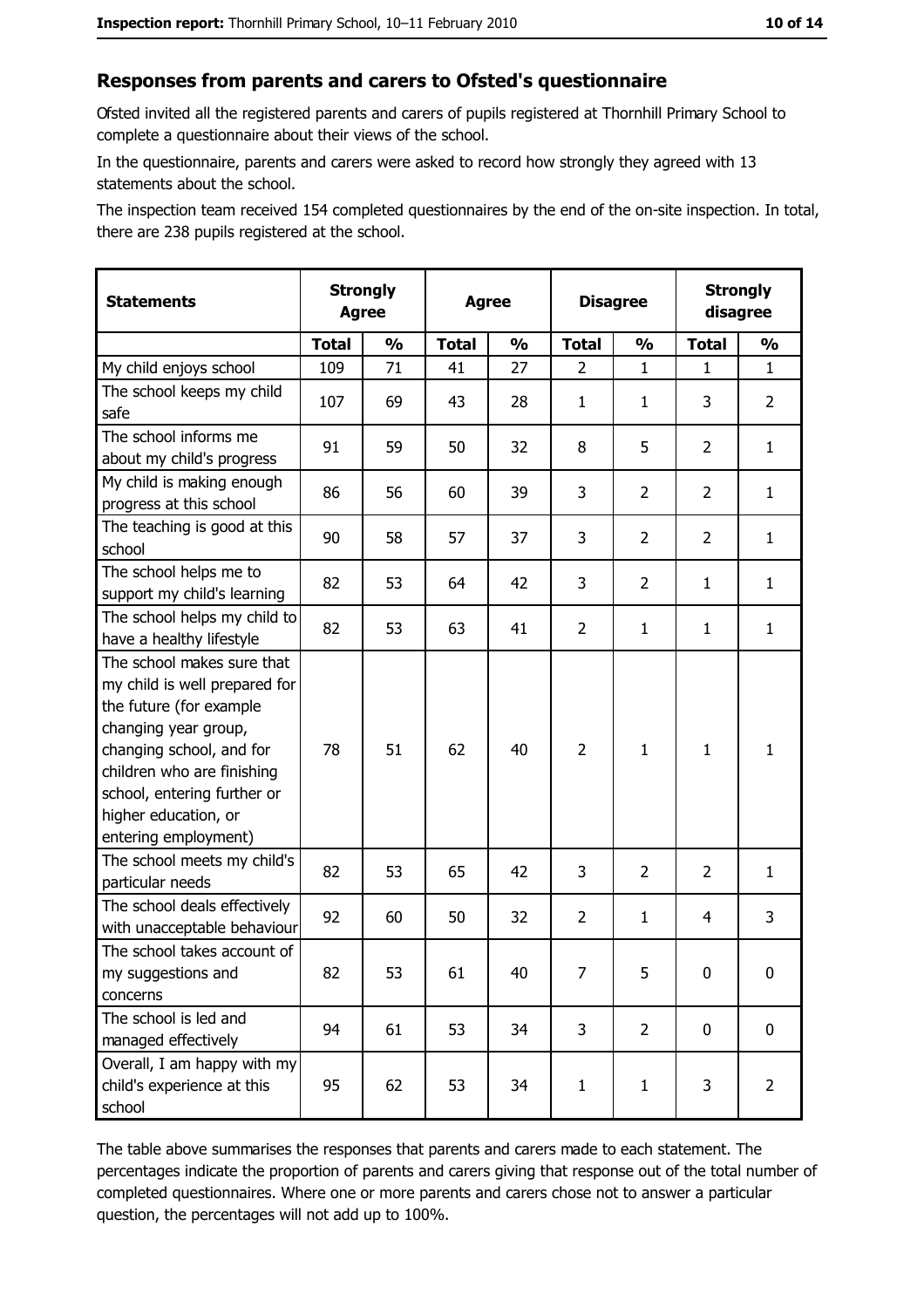## Responses from parents and carers to Ofsted's questionnaire

Ofsted invited all the registered parents and carers of pupils registered at Thornhill Primary School to complete a questionnaire about their views of the school.

In the questionnaire, parents and carers were asked to record how strongly they agreed with 13 statements about the school.

The inspection team received 154 completed questionnaires by the end of the on-site inspection. In total, there are 238 pupils registered at the school.

| Statements | Strongly Agree | | Agree | | Disagree | | Strongly disagree | |
|---|---|---|---|---|---|---|---|---|
| | Total | % | Total | % | Total | % | Total | % |
| My child enjoys school | 109 | 71 | 41 | 27 | 2 | 1 | 1 | 1 |
| The school keeps my child safe | 107 | 69 | 43 | 28 | 1 | 1 | 3 | 2 |
| The school informs me about my child's progress | 91 | 59 | 50 | 32 | 8 | 5 | 2 | 1 |
| My child is making enough progress at this school | 86 | 56 | 60 | 39 | 3 | 2 | 2 | 1 |
| The teaching is good at this school | 90 | 58 | 57 | 37 | 3 | 2 | 2 | 1 |
| The school helps me to support my child's learning | 82 | 53 | 64 | 42 | 3 | 2 | 1 | 1 |
| The school helps my child to have a healthy lifestyle | 82 | 53 | 63 | 41 | 2 | 1 | 1 | 1 |
| The school makes sure that my child is well prepared for the future (for example changing year group, changing school, and for children who are finishing school, entering further or higher education, or entering employment) | 78 | 51 | 62 | 40 | 2 | 1 | 1 | 1 |
| The school meets my child's particular needs | 82 | 53 | 65 | 42 | 3 | 2 | 2 | 1 |
| The school deals effectively with unacceptable behaviour | 92 | 60 | 50 | 32 | 2 | 1 | 4 | 3 |
| The school takes account of my suggestions and concerns | 82 | 53 | 61 | 40 | 7 | 5 | 0 | 0 |
| The school is led and managed effectively | 94 | 61 | 53 | 34 | 3 | 2 | 0 | 0 |
| Overall, I am happy with my child's experience at this school | 95 | 62 | 53 | 34 | 1 | 1 | 3 | 2 |

The table above summarises the responses that parents and carers made to each statement. The percentages indicate the proportion of parents and carers giving that response out of the total number of completed questionnaires. Where one or more parents and carers chose not to answer a particular question, the percentages will not add up to 100%.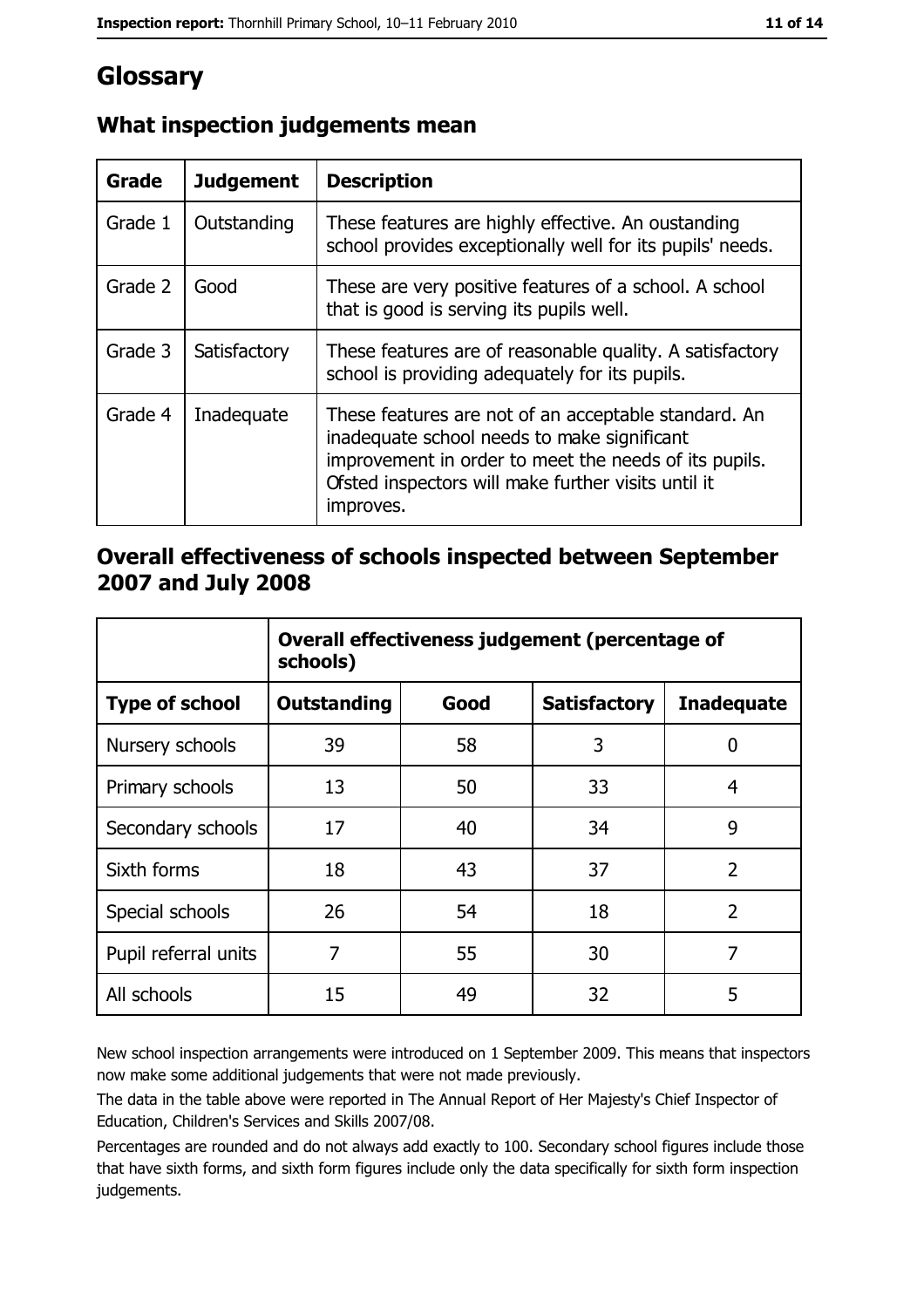# Glossary

## What inspection judgements mean

| Grade | Judgement | Description |
|---|---|---|
| Grade 1 | Outstanding | These features are highly effective. An oustanding school provides exceptionally well for its pupils' needs. |
| Grade 2 | Good | These are very positive features of a school. A school that is good is serving its pupils well. |
| Grade 3 | Satisfactory | These features are of reasonable quality. A satisfactory school is providing adequately for its pupils. |
| Grade 4 | Inadequate | These features are not of an acceptable standard. An inadequate school needs to make significant improvement in order to meet the needs of its pupils. Ofsted inspectors will make further visits until it improves. |

## Overall effectiveness of schools inspected between September 2007 and July 2008

| | Overall effectiveness judgement (percentage of schools) | | | |
|---|---|---|---|---|
| **Type of school** | **Outstanding** | **Good** | **Satisfactory** | **Inadequate** |
| Nursery schools | 39 | 58 | 3 | 0 |
| Primary schools | 13 | 50 | 33 | 4 |
| Secondary schools | 17 | 40 | 34 | 9 |
| Sixth forms | 18 | 43 | 37 | 2 |
| Special schools | 26 | 54 | 18 | 2 |
| Pupil referral units | 7 | 55 | 30 | 7 |
| All schools | 15 | 49 | 32 | 5 |

New school inspection arrangements were introduced on 1 September 2009. This means that inspectors now make some additional judgements that were not made previously.

The data in the table above were reported in The Annual Report of Her Majesty's Chief Inspector of Education, Children's Services and Skills 2007/08.

Percentages are rounded and do not always add exactly to 100. Secondary school figures include those that have sixth forms, and sixth form figures include only the data specifically for sixth form inspection judgements.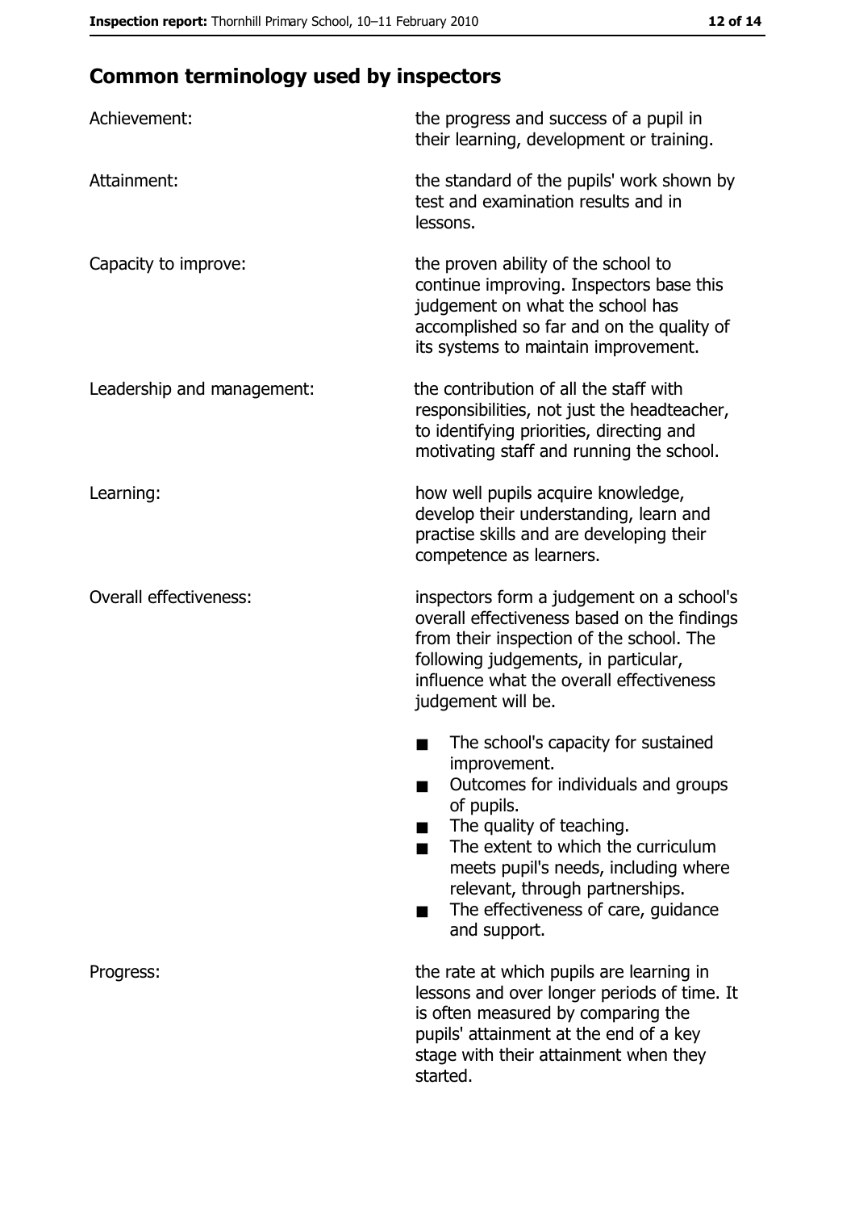## Common terminology used by inspectors

| | |
|---|---|
| Achievement: | the progress and success of a pupil in their learning, development or training. |
| Attainment: | the standard of the pupils' work shown by test and examination results and in lessons. |
| Capacity to improve: | the proven ability of the school to continue improving. Inspectors base this judgement on what the school has accomplished so far and on the quality of its systems to maintain improvement. |
| Leadership and management: | the contribution of all the staff with responsibilities, not just the headteacher, to identifying priorities, directing and motivating staff and running the school. |
| Learning: | how well pupils acquire knowledge, develop their understanding, learn and practise skills and are developing their competence as learners. |
| Overall effectiveness: | inspectors form a judgement on a school's overall effectiveness based on the findings from their inspection of the school. The following judgements, in particular, influence what the overall effectiveness judgement will be.<br>■ The school's capacity for sustained improvement.<br>■ Outcomes for individuals and groups of pupils.<br>■ The quality of teaching.<br>■ The extent to which the curriculum meets pupil's needs, including where relevant, through partnerships.<br>■ The effectiveness of care, guidance and support. |
| Progress: | the rate at which pupils are learning in lessons and over longer periods of time. It is often measured by comparing the pupils' attainment at the end of a key stage with their attainment when they started. |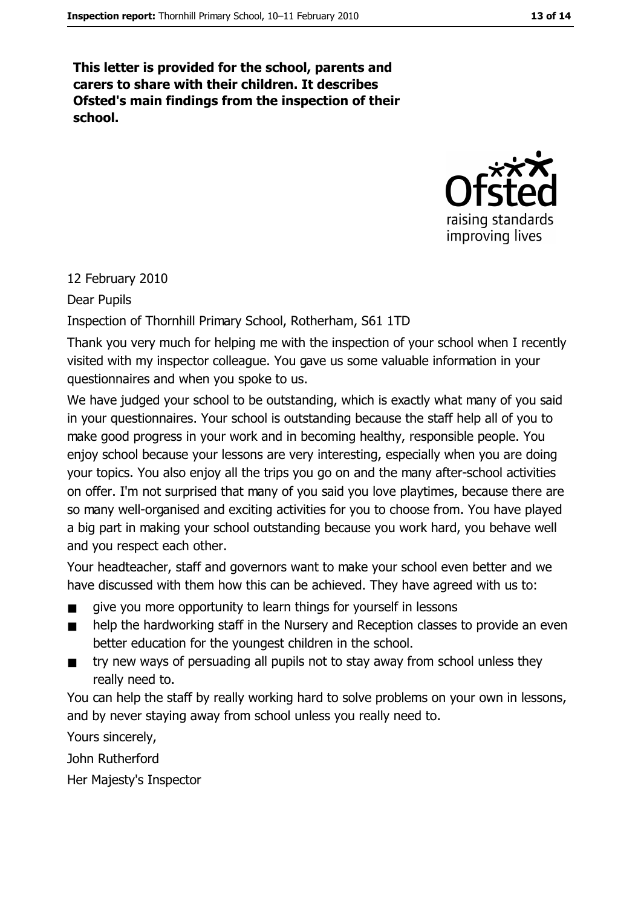**This letter is provided for the school, parents and carers to share with their children. It describes Ofsted's main findings from the inspection of their school.**

12 February 2010

Dear Pupils

Inspection of Thornhill Primary School, Rotherham, S61 1TD

Thank you very much for helping me with the inspection of your school when I recently visited with my inspector colleague. You gave us some valuable information in your questionnaires and when you spoke to us.

We have judged your school to be outstanding, which is exactly what many of you said in your questionnaires. Your school is outstanding because the staff help all of you to make good progress in your work and in becoming healthy, responsible people. You enjoy school because your lessons are very interesting, especially when you are doing your topics. You also enjoy all the trips you go on and the many after-school activities on offer. I'm not surprised that many of you said you love playtimes, because there are so many well-organised and exciting activities for you to choose from. You have played a big part in making your school outstanding because you work hard, you behave well and you respect each other.

Your headteacher, staff and governors want to make your school even better and we have discussed with them how this can be achieved. They have agreed with us to:

- give you more opportunity to learn things for yourself in lessons
- help the hardworking staff in the Nursery and Reception classes to provide an even better education for the youngest children in the school.
- try new ways of persuading all pupils not to stay away from school unless they really need to.

You can help the staff by really working hard to solve problems on your own in lessons, and by never staying away from school unless you really need to.

Yours sincerely,

John Rutherford

Her Majesty's Inspector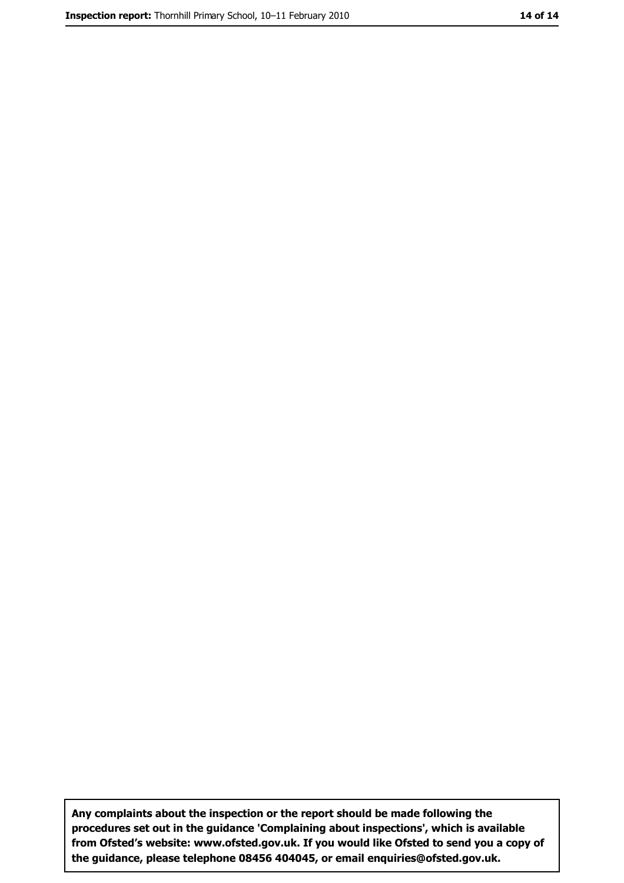**Any complaints about the inspection or the report should be made following the procedures set out in the guidance 'Complaining about inspections', which is available from Ofsted's website: www.ofsted.gov.uk. If you would like Ofsted to send you a copy of the guidance, please telephone 08456 404045, or email enquiries@ofsted.gov.uk.**